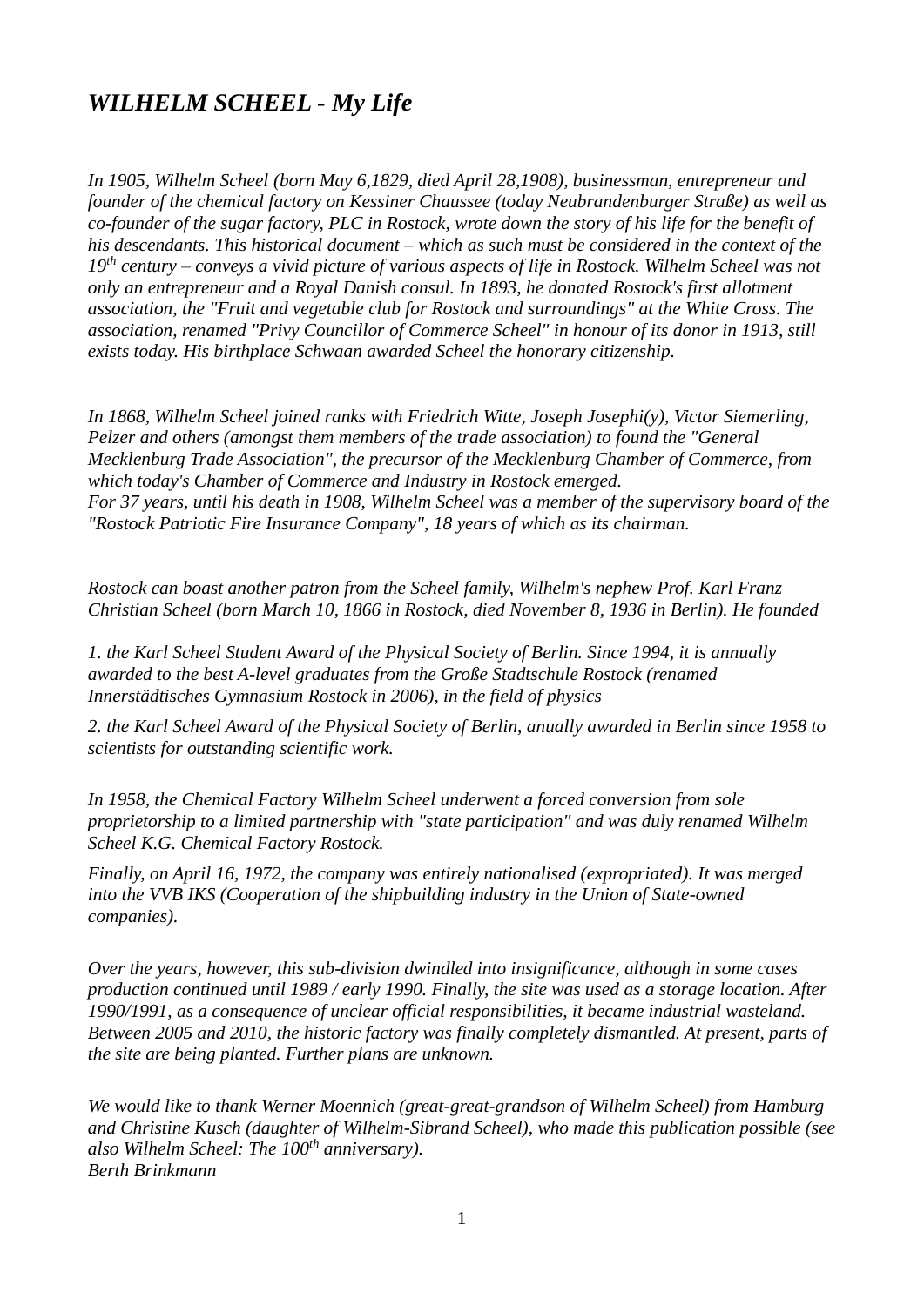# *WILHELM SCHEEL - My Life*

*In 1905, Wilhelm Scheel (born May 6,1829, died April 28,1908), businessman, entrepreneur and founder of the chemical factory on Kessiner Chaussee (today Neubrandenburger Straße) as well as co-founder of the sugar factory, PLC in Rostock, wrote down the story of his life for the benefit of his descendants. This historical document – which as such must be considered in the context of the 19th century – conveys a vivid picture of various aspects of life in Rostock. Wilhelm Scheel was not only an entrepreneur and a Royal Danish consul. In 1893, he donated Rostock's first allotment association, the "Fruit and vegetable club for Rostock and surroundings" at the White Cross. The association, renamed "Privy Councillor of Commerce Scheel" in honour of its donor in 1913, still exists today. His birthplace Schwaan awarded Scheel the honorary citizenship.*

*In 1868, Wilhelm Scheel joined ranks with Friedrich Witte, Joseph Josephi(y), Victor Siemerling, Pelzer and others (amongst them members of the trade association) to found the "General Mecklenburg Trade Association", the precursor of the Mecklenburg Chamber of Commerce, from which today's Chamber of Commerce and Industry in Rostock emerged.*
*For 37 years, until his death in 1908, Wilhelm Scheel was a member of the supervisory board of the "Rostock Patriotic Fire Insurance Company", 18 years of which as its chairman.*

*Rostock can boast another patron from the Scheel family, Wilhelm's nephew Prof. Karl Franz Christian Scheel (born March 10, 1866 in Rostock, died November 8, 1936 in Berlin). He founded*

*1. the Karl Scheel Student Award of the Physical Society of Berlin. Since 1994, it is annually awarded to the best A-level graduates from the Große Stadtschule Rostock (renamed Innerstädtisches Gymnasium Rostock in 2006), in the field of physics*

*2. the Karl Scheel Award of the Physical Society of Berlin, anually awarded in Berlin since 1958 to scientists for outstanding scientific work.*

*In 1958, the Chemical Factory Wilhelm Scheel underwent a forced conversion from sole proprietorship to a limited partnership with "state participation" and was duly renamed Wilhelm Scheel K.G. Chemical Factory Rostock.*

*Finally, on April 16, 1972, the company was entirely nationalised (expropriated). It was merged into the VVB IKS (Cooperation of the shipbuilding industry in the Union of State-owned companies).*

*Over the years, however, this sub-division dwindled into insignificance, although in some cases production continued until 1989 / early 1990. Finally, the site was used as a storage location. After 1990/1991, as a consequence of unclear official responsibilities, it became industrial wasteland. Between 2005 and 2010, the historic factory was finally completely dismantled. At present, parts of the site are being planted. Further plans are unknown.*

*We would like to thank Werner Moennich (great-great-grandson of Wilhelm Scheel) from Hamburg and Christine Kusch (daughter of Wilhelm-Sibrand Scheel), who made this publication possible (see also Wilhelm Scheel: The 100th anniversary).*
*Berth Brinkmann*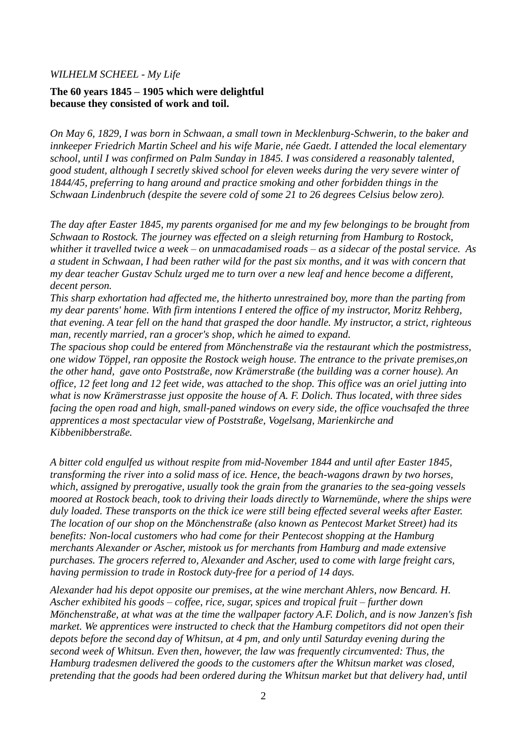*WILHELM SCHEEL - My Life*

**The 60 years 1845 – 1905 which were delightful because they consisted of work and toil.**

*On May 6, 1829, I was born in Schwaan, a small town in Mecklenburg-Schwerin, to the baker and innkeeper Friedrich Martin Scheel and his wife Marie, née Gaedt. I attended the local elementary school, until I was confirmed on Palm Sunday in 1845. I was considered a reasonably talented, good student, although I secretly skived school for eleven weeks during the very severe winter of 1844/45, preferring to hang around and practice smoking and other forbidden things in the Schwaan Lindenbruch (despite the severe cold of some 21 to 26 degrees Celsius below zero).*

*The day after Easter 1845, my parents organised for me and my few belongings to be brought from Schwaan to Rostock. The journey was effected on a sleigh returning from Hamburg to Rostock, whither it travelled twice a week – on unmacadamised roads – as a sidecar of the postal service. As a student in Schwaan, I had been rather wild for the past six months, and it was with concern that my dear teacher Gustav Schulz urged me to turn over a new leaf and hence become a different, decent person.*

*This sharp exhortation had affected me, the hitherto unrestrained boy, more than the parting from my dear parents' home. With firm intentions I entered the office of my instructor, Moritz Rehberg, that evening. A tear fell on the hand that grasped the door handle. My instructor, a strict, righteous man, recently married, ran a grocer's shop, which he aimed to expand.*

*The spacious shop could be entered from Mönchenstraße via the restaurant which the postmistress, one widow Töppel, ran opposite the Rostock weigh house. The entrance to the private premises,on the other hand, gave onto Poststraße, now Krämerstraße (the building was a corner house). An office, 12 feet long and 12 feet wide, was attached to the shop. This office was an oriel jutting into what is now Krämerstrasse just opposite the house of A. F. Dolich. Thus located, with three sides facing the open road and high, small-paned windows on every side, the office vouchsafed the three apprentices a most spectacular view of Poststraße, Vogelsang, Marienkirche and Kibbenibberstraße.*

*A bitter cold engulfed us without respite from mid-November 1844 and until after Easter 1845, transforming the river into a solid mass of ice. Hence, the beach-wagons drawn by two horses, which, assigned by prerogative, usually took the grain from the granaries to the sea-going vessels moored at Rostock beach, took to driving their loads directly to Warnemünde, where the ships were duly loaded. These transports on the thick ice were still being effected several weeks after Easter. The location of our shop on the Mönchenstraße (also known as Pentecost Market Street) had its benefits: Non-local customers who had come for their Pentecost shopping at the Hamburg merchants Alexander or Ascher, mistook us for merchants from Hamburg and made extensive purchases. The grocers referred to, Alexander and Ascher, used to come with large freight cars, having permission to trade in Rostock duty-free for a period of 14 days.*

*Alexander had his depot opposite our premises, at the wine merchant Ahlers, now Bencard. H. Ascher exhibited his goods – coffee, rice, sugar, spices and tropical fruit – further down Mönchenstraße, at what was at the time the wallpaper factory A.F. Dolich, and is now Janzen's fish market. We apprentices were instructed to check that the Hamburg competitors did not open their depots before the second day of Whitsun, at 4 pm, and only until Saturday evening during the second week of Whitsun. Even then, however, the law was frequently circumvented: Thus, the Hamburg tradesmen delivered the goods to the customers after the Whitsun market was closed, pretending that the goods had been ordered during the Whitsun market but that delivery had, until*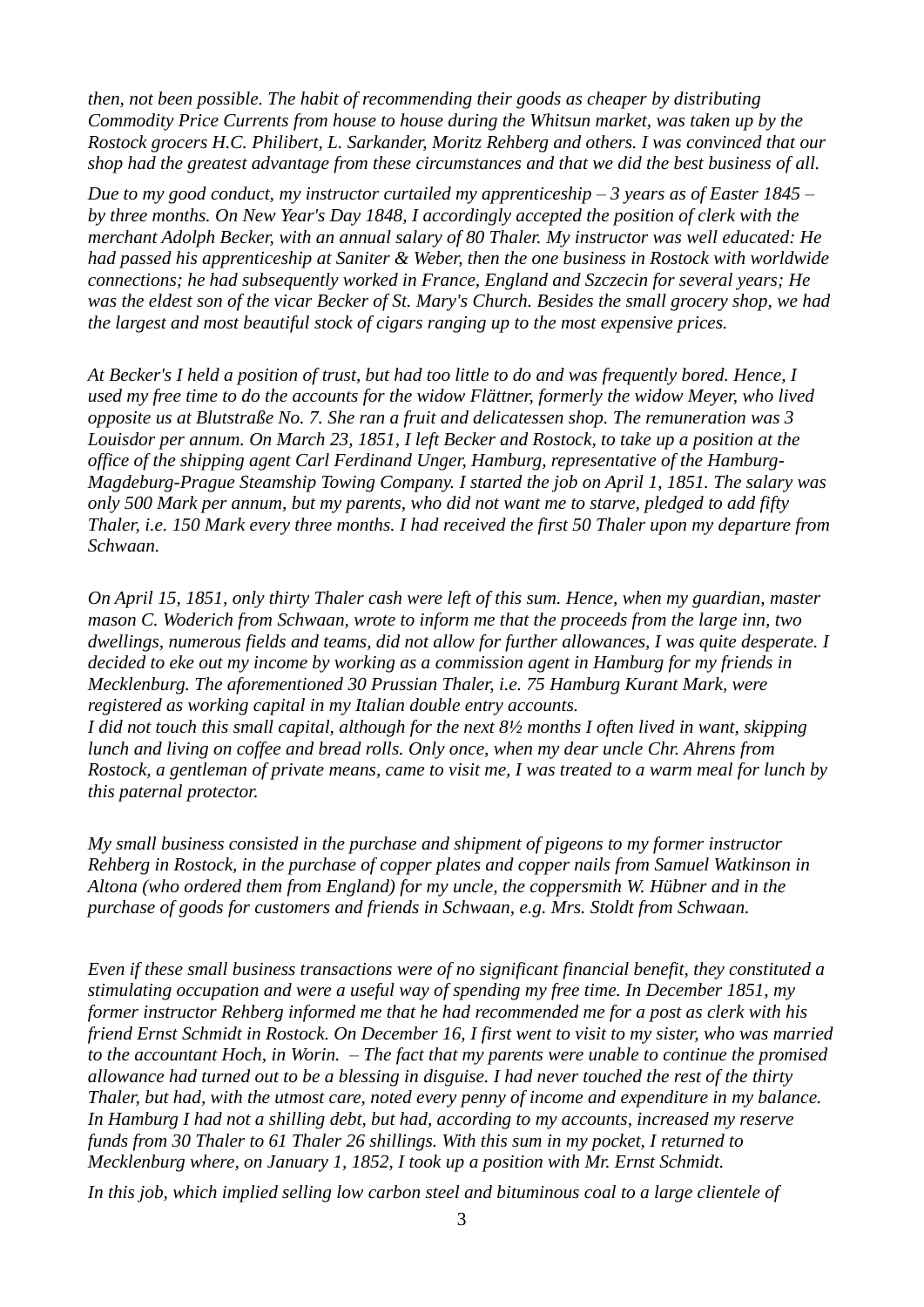*then, not been possible. The habit of recommending their goods as cheaper by distributing Commodity Price Currents from house to house during the Whitsun market, was taken up by the Rostock grocers H.C. Philibert, L. Sarkander, Moritz Rehberg and others. I was convinced that our shop had the greatest advantage from these circumstances and that we did the best business of all.*

*Due to my good conduct, my instructor curtailed my apprenticeship – 3 years as of Easter 1845 – by three months. On New Year's Day 1848, I accordingly accepted the position of clerk with the merchant Adolph Becker, with an annual salary of 80 Thaler. My instructor was well educated: He had passed his apprenticeship at Saniter & Weber, then the one business in Rostock with worldwide connections; he had subsequently worked in France, England and Szczecin for several years; He was the eldest son of the vicar Becker of St. Mary's Church. Besides the small grocery shop, we had the largest and most beautiful stock of cigars ranging up to the most expensive prices.*

*At Becker's I held a position of trust, but had too little to do and was frequently bored. Hence, I used my free time to do the accounts for the widow Flättner, formerly the widow Meyer, who lived opposite us at Blutstraße No. 7. She ran a fruit and delicatessen shop. The remuneration was 3 Louisdor per annum. On March 23, 1851, I left Becker and Rostock, to take up a position at the office of the shipping agent Carl Ferdinand Unger, Hamburg, representative of the Hamburg-Magdeburg-Prague Steamship Towing Company. I started the job on April 1, 1851. The salary was only 500 Mark per annum, but my parents, who did not want me to starve, pledged to add fifty Thaler, i.e. 150 Mark every three months. I had received the first 50 Thaler upon my departure from Schwaan.*

*On April 15, 1851, only thirty Thaler cash were left of this sum. Hence, when my guardian, master mason C. Woderich from Schwaan, wrote to inform me that the proceeds from the large inn, two dwellings, numerous fields and teams, did not allow for further allowances, I was quite desperate. I decided to eke out my income by working as a commission agent in Hamburg for my friends in Mecklenburg. The aforementioned 30 Prussian Thaler, i.e. 75 Hamburg Kurant Mark, were registered as working capital in my Italian double entry accounts.*
*I did not touch this small capital, although for the next 8½ months I often lived in want, skipping lunch and living on coffee and bread rolls. Only once, when my dear uncle Chr. Ahrens from Rostock, a gentleman of private means, came to visit me, I was treated to a warm meal for lunch by this paternal protector.*

*My small business consisted in the purchase and shipment of pigeons to my former instructor Rehberg in Rostock, in the purchase of copper plates and copper nails from Samuel Watkinson in Altona (who ordered them from England) for my uncle, the coppersmith W. Hübner and in the purchase of goods for customers and friends in Schwaan, e.g. Mrs. Stoldt from Schwaan.*

*Even if these small business transactions were of no significant financial benefit, they constituted a stimulating occupation and were a useful way of spending my free time. In December 1851, my former instructor Rehberg informed me that he had recommended me for a post as clerk with his friend Ernst Schmidt in Rostock. On December 16, I first went to visit to my sister, who was married to the accountant Hoch, in Worin. – The fact that my parents were unable to continue the promised allowance had turned out to be a blessing in disguise. I had never touched the rest of the thirty Thaler, but had, with the utmost care, noted every penny of income and expenditure in my balance. In Hamburg I had not a shilling debt, but had, according to my accounts, increased my reserve funds from 30 Thaler to 61 Thaler 26 shillings. With this sum in my pocket, I returned to Mecklenburg where, on January 1, 1852, I took up a position with Mr. Ernst Schmidt.*

*In this job, which implied selling low carbon steel and bituminous coal to a large clientele of*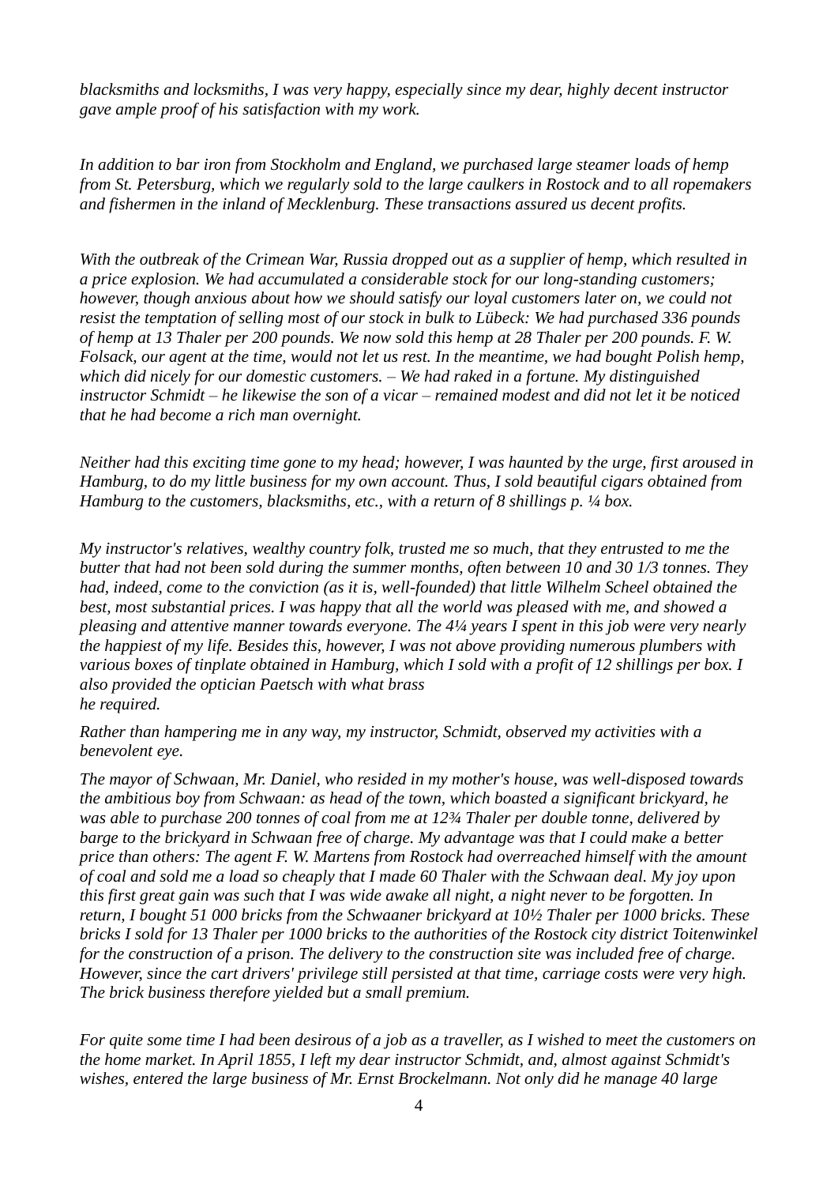*blacksmiths and locksmiths, I was very happy, especially since my dear, highly decent instructor gave ample proof of his satisfaction with my work.*

*In addition to bar iron from Stockholm and England, we purchased large steamer loads of hemp from St. Petersburg, which we regularly sold to the large caulkers in Rostock and to all ropemakers and fishermen in the inland of Mecklenburg. These transactions assured us decent profits.*

*With the outbreak of the Crimean War, Russia dropped out as a supplier of hemp, which resulted in a price explosion. We had accumulated a considerable stock for our long-standing customers; however, though anxious about how we should satisfy our loyal customers later on, we could not resist the temptation of selling most of our stock in bulk to Lübeck: We had purchased 336 pounds of hemp at 13 Thaler per 200 pounds. We now sold this hemp at 28 Thaler per 200 pounds. F. W. Folsack, our agent at the time, would not let us rest. In the meantime, we had bought Polish hemp, which did nicely for our domestic customers. – We had raked in a fortune. My distinguished instructor Schmidt – he likewise the son of a vicar – remained modest and did not let it be noticed that he had become a rich man overnight.*

*Neither had this exciting time gone to my head; however, I was haunted by the urge, first aroused in Hamburg, to do my little business for my own account. Thus, I sold beautiful cigars obtained from Hamburg to the customers, blacksmiths, etc., with a return of 8 shillings p. ¼ box.*

*My instructor's relatives, wealthy country folk, trusted me so much, that they entrusted to me the butter that had not been sold during the summer months, often between 10 and 30 1/3 tonnes. They had, indeed, come to the conviction (as it is, well-founded) that little Wilhelm Scheel obtained the best, most substantial prices. I was happy that all the world was pleased with me, and showed a pleasing and attentive manner towards everyone. The 4¼ years I spent in this job were very nearly the happiest of my life. Besides this, however, I was not above providing numerous plumbers with various boxes of tinplate obtained in Hamburg, which I sold with a profit of 12 shillings per box. I also provided the optician Paetsch with what brass he required.*

*Rather than hampering me in any way, my instructor, Schmidt, observed my activities with a benevolent eye.*

*The mayor of Schwaan, Mr. Daniel, who resided in my mother's house, was well-disposed towards the ambitious boy from Schwaan: as head of the town, which boasted a significant brickyard, he was able to purchase 200 tonnes of coal from me at 12¾ Thaler per double tonne, delivered by barge to the brickyard in Schwaan free of charge. My advantage was that I could make a better price than others: The agent F. W. Martens from Rostock had overreached himself with the amount of coal and sold me a load so cheaply that I made 60 Thaler with the Schwaan deal. My joy upon this first great gain was such that I was wide awake all night, a night never to be forgotten. In return, I bought 51 000 bricks from the Schwaaner brickyard at 10½ Thaler per 1000 bricks. These bricks I sold for 13 Thaler per 1000 bricks to the authorities of the Rostock city district Toitenwinkel for the construction of a prison. The delivery to the construction site was included free of charge. However, since the cart drivers' privilege still persisted at that time, carriage costs were very high. The brick business therefore yielded but a small premium.*

*For quite some time I had been desirous of a job as a traveller, as I wished to meet the customers on the home market. In April 1855, I left my dear instructor Schmidt, and, almost against Schmidt's wishes, entered the large business of Mr. Ernst Brockelmann. Not only did he manage 40 large*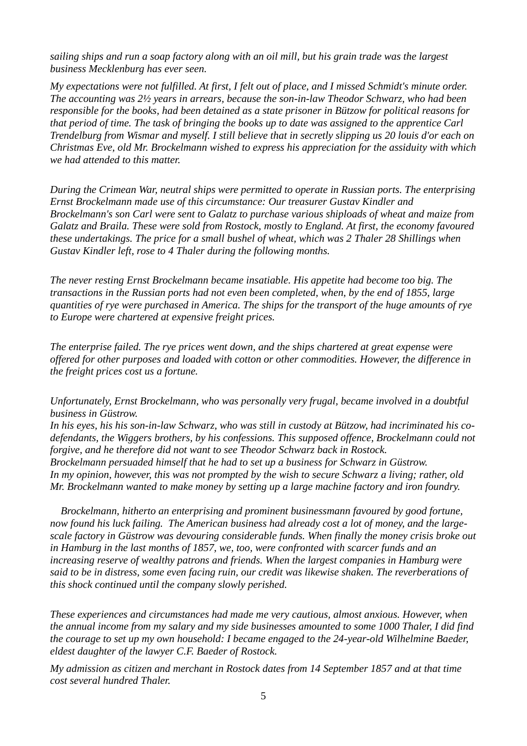*sailing ships and run a soap factory along with an oil mill, but his grain trade was the largest business Mecklenburg has ever seen.*

*My expectations were not fulfilled. At first, I felt out of place, and I missed Schmidt's minute order. The accounting was 2½ years in arrears, because the son-in-law Theodor Schwarz, who had been responsible for the books, had been detained as a state prisoner in Bützow for political reasons for that period of time. The task of bringing the books up to date was assigned to the apprentice Carl Trendelburg from Wismar and myself. I still believe that in secretly slipping us 20 louis d'or each on Christmas Eve, old Mr. Brockelmann wished to express his appreciation for the assiduity with which we had attended to this matter.*

*During the Crimean War, neutral ships were permitted to operate in Russian ports. The enterprising Ernst Brockelmann made use of this circumstance: Our treasurer Gustav Kindler and Brockelmann's son Carl were sent to Galatz to purchase various shiploads of wheat and maize from Galatz and Braila. These were sold from Rostock, mostly to England. At first, the economy favoured these undertakings. The price for a small bushel of wheat, which was 2 Thaler 28 Shillings when Gustav Kindler left, rose to 4 Thaler during the following months.*

*The never resting Ernst Brockelmann became insatiable. His appetite had become too big. The transactions in the Russian ports had not even been completed, when, by the end of 1855, large quantities of rye were purchased in America. The ships for the transport of the huge amounts of rye to Europe were chartered at expensive freight prices.*

*The enterprise failed. The rye prices went down, and the ships chartered at great expense were offered for other purposes and loaded with cotton or other commodities. However, the difference in the freight prices cost us a fortune.*

*Unfortunately, Ernst Brockelmann, who was personally very frugal, became involved in a doubtful business in Güstrow.*
*In his eyes, his his son-in-law Schwarz, who was still in custody at Bützow, had incriminated his co-defendants, the Wiggers brothers, by his confessions. This supposed offence, Brockelmann could not forgive, and he therefore did not want to see Theodor Schwarz back in Rostock.*
*Brockelmann persuaded himself that he had to set up a business for Schwarz in Güstrow.*
*In my opinion, however, this was not prompted by the wish to secure Schwarz a living; rather, old Mr. Brockelmann wanted to make money by setting up a large machine factory and iron foundry.*

*Brockelmann, hitherto an enterprising and prominent businessmann favoured by good fortune, now found his luck failing. The American business had already cost a lot of money, and the large-scale factory in Güstrow was devouring considerable funds. When finally the money crisis broke out in Hamburg in the last months of 1857, we, too, were confronted with scarcer funds and an increasing reserve of wealthy patrons and friends. When the largest companies in Hamburg were said to be in distress, some even facing ruin, our credit was likewise shaken. The reverberations of this shock continued until the company slowly perished.*

*These experiences and circumstances had made me very cautious, almost anxious. However, when the annual income from my salary and my side businesses amounted to some 1000 Thaler, I did find the courage to set up my own household: I became engaged to the 24-year-old Wilhelmine Baeder, eldest daughter of the lawyer C.F. Baeder of Rostock.*

*My admission as citizen and merchant in Rostock dates from 14 September 1857 and at that time cost several hundred Thaler.*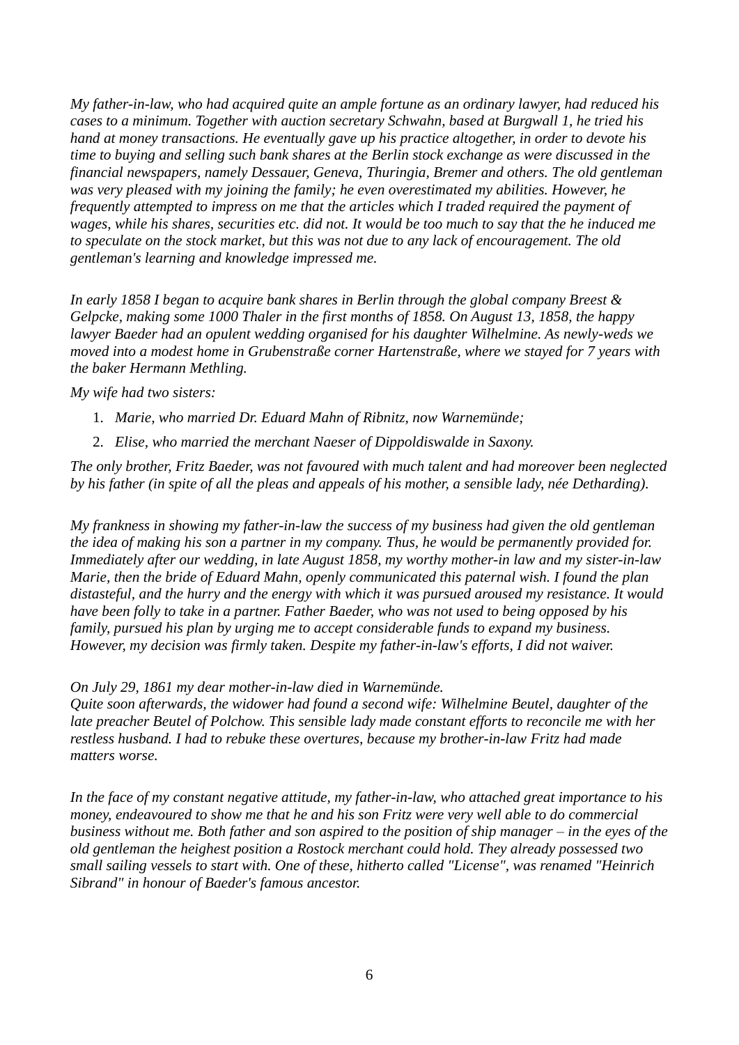*My father-in-law, who had acquired quite an ample fortune as an ordinary lawyer, had reduced his cases to a minimum. Together with auction secretary Schwahn, based at Burgwall 1, he tried his hand at money transactions. He eventually gave up his practice altogether, in order to devote his time to buying and selling such bank shares at the Berlin stock exchange as were discussed in the financial newspapers, namely Dessauer, Geneva, Thuringia, Bremer and others. The old gentleman was very pleased with my joining the family; he even overestimated my abilities. However, he frequently attempted to impress on me that the articles which I traded required the payment of wages, while his shares, securities etc. did not. It would be too much to say that the he induced me to speculate on the stock market, but this was not due to any lack of encouragement. The old gentleman's learning and knowledge impressed me.*

*In early 1858 I began to acquire bank shares in Berlin through the global company Breest & Gelpcke, making some 1000 Thaler in the first months of 1858. On August 13, 1858, the happy lawyer Baeder had an opulent wedding organised for his daughter Wilhelmine. As newly-weds we moved into a modest home in Grubenstraße corner Hartenstraße, where we stayed for 7 years with the baker Hermann Methling.*

*My wife had two sisters:*

1. *Marie, who married Dr. Eduard Mahn of Ribnitz, now Warnemünde;*
2. *Elise, who married the merchant Naeser of Dippoldiswalde in Saxony.*

*The only brother, Fritz Baeder, was not favoured with much talent and had moreover been neglected by his father (in spite of all the pleas and appeals of his mother, a sensible lady, née Detharding).*

*My frankness in showing my father-in-law the success of my business had given the old gentleman the idea of making his son a partner in my company. Thus, he would be permanently provided for. Immediately after our wedding, in late August 1858, my worthy mother-in law and my sister-in-law Marie, then the bride of Eduard Mahn, openly communicated this paternal wish. I found the plan distasteful, and the hurry and the energy with which it was pursued aroused my resistance. It would have been folly to take in a partner. Father Baeder, who was not used to being opposed by his family, pursued his plan by urging me to accept considerable funds to expand my business. However, my decision was firmly taken. Despite my father-in-law's efforts, I did not waiver.*

*On July 29, 1861 my dear mother-in-law died in Warnemünde.*
*Quite soon afterwards, the widower had found a second wife: Wilhelmine Beutel, daughter of the late preacher Beutel of Polchow. This sensible lady made constant efforts to reconcile me with her restless husband. I had to rebuke these overtures, because my brother-in-law Fritz had made matters worse.*

*In the face of my constant negative attitude, my father-in-law, who attached great importance to his money, endeavoured to show me that he and his son Fritz were very well able to do commercial business without me. Both father and son aspired to the position of ship manager – in the eyes of the old gentleman the heighest position a Rostock merchant could hold. They already possessed two small sailing vessels to start with. One of these, hitherto called "License", was renamed "Heinrich Sibrand" in honour of Baeder's famous ancestor.*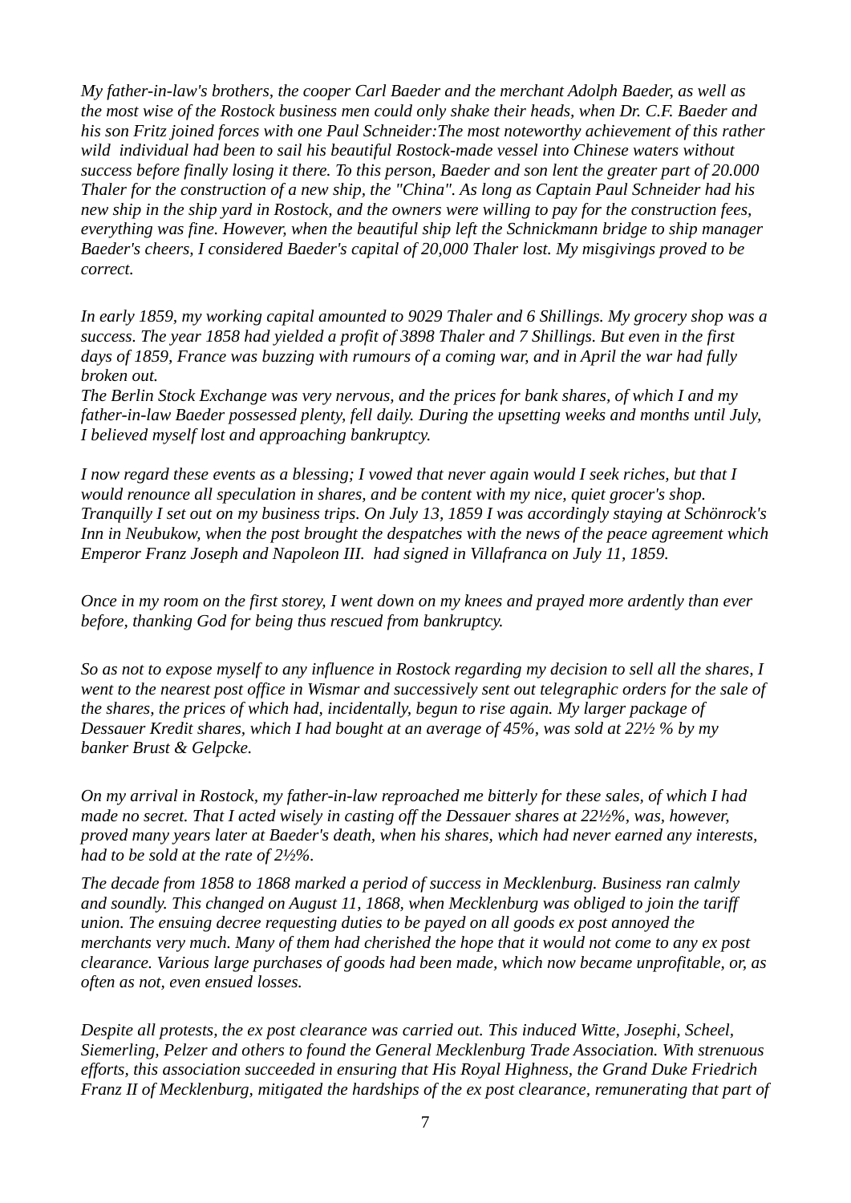*My father-in-law's brothers, the cooper Carl Baeder and the merchant Adolph Baeder, as well as the most wise of the Rostock business men could only shake their heads, when Dr. C.F. Baeder and his son Fritz joined forces with one Paul Schneider:The most noteworthy achievement of this rather wild individual had been to sail his beautiful Rostock-made vessel into Chinese waters without success before finally losing it there. To this person, Baeder and son lent the greater part of 20.000 Thaler for the construction of a new ship, the "China". As long as Captain Paul Schneider had his new ship in the ship yard in Rostock, and the owners were willing to pay for the construction fees, everything was fine. However, when the beautiful ship left the Schnickmann bridge to ship manager Baeder's cheers, I considered Baeder's capital of 20,000 Thaler lost. My misgivings proved to be correct.*

*In early 1859, my working capital amounted to 9029 Thaler and 6 Shillings. My grocery shop was a success. The year 1858 had yielded a profit of 3898 Thaler and 7 Shillings. But even in the first days of 1859, France was buzzing with rumours of a coming war, and in April the war had fully broken out.*
*The Berlin Stock Exchange was very nervous, and the prices for bank shares, of which I and my father-in-law Baeder possessed plenty, fell daily. During the upsetting weeks and months until July, I believed myself lost and approaching bankruptcy.*

*I now regard these events as a blessing; I vowed that never again would I seek riches, but that I would renounce all speculation in shares, and be content with my nice, quiet grocer's shop. Tranquilly I set out on my business trips. On July 13, 1859 I was accordingly staying at Schönrock's Inn in Neubukow, when the post brought the despatches with the news of the peace agreement which Emperor Franz Joseph and Napoleon III. had signed in Villafranca on July 11, 1859.*

*Once in my room on the first storey, I went down on my knees and prayed more ardently than ever before, thanking God for being thus rescued from bankruptcy.*

*So as not to expose myself to any influence in Rostock regarding my decision to sell all the shares, I went to the nearest post office in Wismar and successively sent out telegraphic orders for the sale of the shares, the prices of which had, incidentally, begun to rise again. My larger package of Dessauer Kredit shares, which I had bought at an average of 45%, was sold at 22½ % by my banker Brust & Gelpcke.*

*On my arrival in Rostock, my father-in-law reproached me bitterly for these sales, of which I had made no secret. That I acted wisely in casting off the Dessauer shares at 22½%, was, however, proved many years later at Baeder's death, when his shares, which had never earned any interests, had to be sold at the rate of 2½%.*

*The decade from 1858 to 1868 marked a period of success in Mecklenburg. Business ran calmly and soundly. This changed on August 11, 1868, when Mecklenburg was obliged to join the tariff union. The ensuing decree requesting duties to be payed on all goods ex post annoyed the merchants very much. Many of them had cherished the hope that it would not come to any ex post clearance. Various large purchases of goods had been made, which now became unprofitable, or, as often as not, even ensued losses.*

*Despite all protests, the ex post clearance was carried out. This induced Witte, Josephi, Scheel, Siemerling, Pelzer and others to found the General Mecklenburg Trade Association. With strenuous efforts, this association succeeded in ensuring that His Royal Highness, the Grand Duke Friedrich Franz II of Mecklenburg, mitigated the hardships of the ex post clearance, remunerating that part of*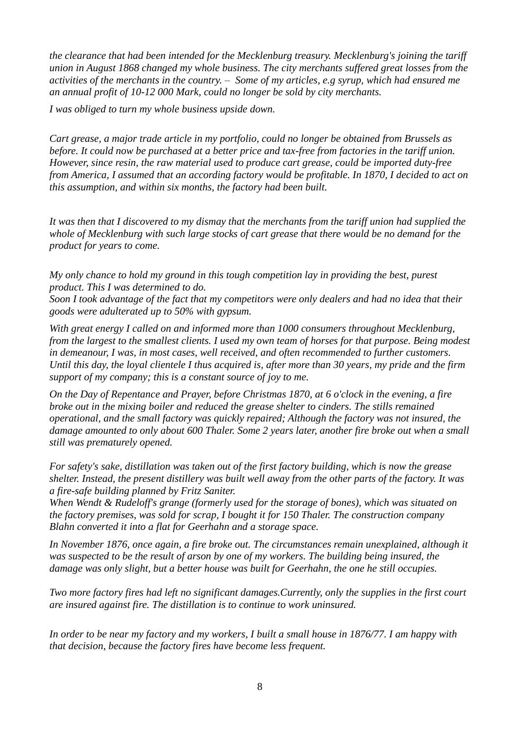*the clearance that had been intended for the Mecklenburg treasury. Mecklenburg's joining the tariff union in August 1868 changed my whole business. The city merchants suffered great losses from the activities of the merchants in the country. – Some of my articles, e.g syrup, which had ensured me an annual profit of 10-12 000 Mark, could no longer be sold by city merchants.*

*I was obliged to turn my whole business upside down.*

*Cart grease, a major trade article in my portfolio, could no longer be obtained from Brussels as before. It could now be purchased at a better price and tax-free from factories in the tariff union. However, since resin, the raw material used to produce cart grease, could be imported duty-free from America, I assumed that an according factory would be profitable. In 1870, I decided to act on this assumption, and within six months, the factory had been built.*

*It was then that I discovered to my dismay that the merchants from the tariff union had supplied the whole of Mecklenburg with such large stocks of cart grease that there would be no demand for the product for years to come.*

*My only chance to hold my ground in this tough competition lay in providing the best, purest product. This I was determined to do.*
*Soon I took advantage of the fact that my competitors were only dealers and had no idea that their goods were adulterated up to 50% with gypsum.*

*With great energy I called on and informed more than 1000 consumers throughout Mecklenburg, from the largest to the smallest clients. I used my own team of horses for that purpose. Being modest in demeanour, I was, in most cases, well received, and often recommended to further customers. Until this day, the loyal clientele I thus acquired is, after more than 30 years, my pride and the firm support of my company; this is a constant source of joy to me.*

*On the Day of Repentance and Prayer, before Christmas 1870, at 6 o'clock in the evening, a fire broke out in the mixing boiler and reduced the grease shelter to cinders. The stills remained operational, and the small factory was quickly repaired; Although the factory was not insured, the damage amounted to only about 600 Thaler. Some 2 years later, another fire broke out when a small still was prematurely opened.*

*For safety's sake, distillation was taken out of the first factory building, which is now the grease shelter. Instead, the present distillery was built well away from the other parts of the factory. It was a fire-safe building planned by Fritz Saniter.*
*When Wendt & Rudeloff's grange (formerly used for the storage of bones), which was situated on the factory premises, was sold for scrap, I bought it for 150 Thaler. The construction company Blahn converted it into a flat for Geerhahn and a storage space.*

*In November 1876, once again, a fire broke out. The circumstances remain unexplained, although it was suspected to be the result of arson by one of my workers. The building being insured, the damage was only slight, but a better house was built for Geerhahn, the one he still occupies.*

*Two more factory fires had left no significant damages.Currently, only the supplies in the first court are insured against fire. The distillation is to continue to work uninsured.*

*In order to be near my factory and my workers, I built a small house in 1876/77. I am happy with that decision, because the factory fires have become less frequent.*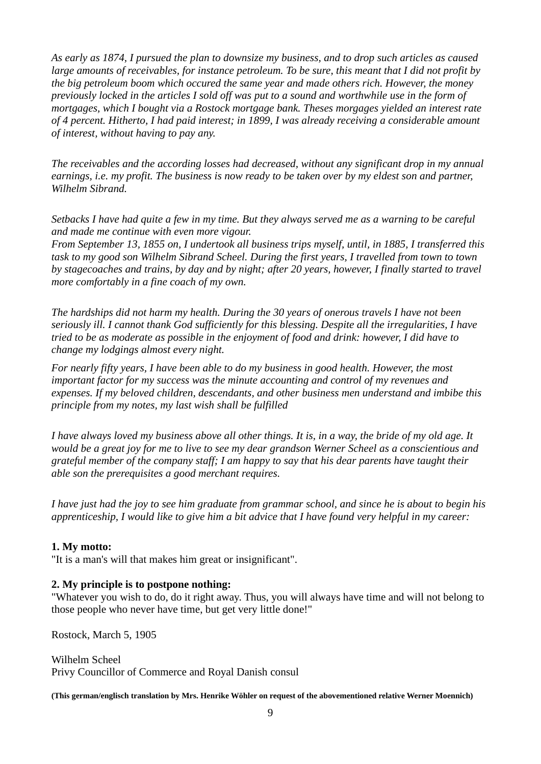*As early as 1874, I pursued the plan to downsize my business, and to drop such articles as caused large amounts of receivables, for instance petroleum. To be sure, this meant that I did not profit by the big petroleum boom which occured the same year and made others rich. However, the money previously locked in the articles I sold off was put to a sound and worthwhile use in the form of mortgages, which I bought via a Rostock mortgage bank. Theses morgages yielded an interest rate of 4 percent. Hitherto, I had paid interest; in 1899, I was already receiving a considerable amount of interest, without having to pay any.*

*The receivables and the according losses had decreased, without any significant drop in my annual earnings, i.e. my profit. The business is now ready to be taken over by my eldest son and partner, Wilhelm Sibrand.*

*Setbacks I have had quite a few in my time. But they always served me as a warning to be careful and made me continue with even more vigour.*
*From September 13, 1855 on, I undertook all business trips myself, until, in 1885, I transferred this task to my good son Wilhelm Sibrand Scheel. During the first years, I travelled from town to town by stagecoaches and trains, by day and by night; after 20 years, however, I finally started to travel more comfortably in a fine coach of my own.*

*The hardships did not harm my health. During the 30 years of onerous travels I have not been seriously ill. I cannot thank God sufficiently for this blessing. Despite all the irregularities, I have tried to be as moderate as possible in the enjoyment of food and drink: however, I did have to change my lodgings almost every night.*

*For nearly fifty years, I have been able to do my business in good health. However, the most important factor for my success was the minute accounting and control of my revenues and expenses. If my beloved children, descendants, and other business men understand and imbibe this principle from my notes, my last wish shall be fulfilled*

*I have always loved my business above all other things. It is, in a way, the bride of my old age. It would be a great joy for me to live to see my dear grandson Werner Scheel as a conscientious and grateful member of the company staff; I am happy to say that his dear parents have taught their able son the prerequisites a good merchant requires.*

*I have just had the joy to see him graduate from grammar school, and since he is about to begin his apprenticeship, I would like to give him a bit advice that I have found very helpful in my career:*

**1. My motto:**
"It is a man's will that makes him great or insignificant".

**2. My principle is to postpone nothing:**
"Whatever you wish to do, do it right away. Thus, you will always have time and will not belong to those people who never have time, but get very little done!"

Rostock, March 5, 1905

Wilhelm Scheel
Privy Councillor of Commerce and Royal Danish consul

**(This german/englisch translation by Mrs. Henrike Wöhler on request of the abovementioned relative Werner Moennich)**